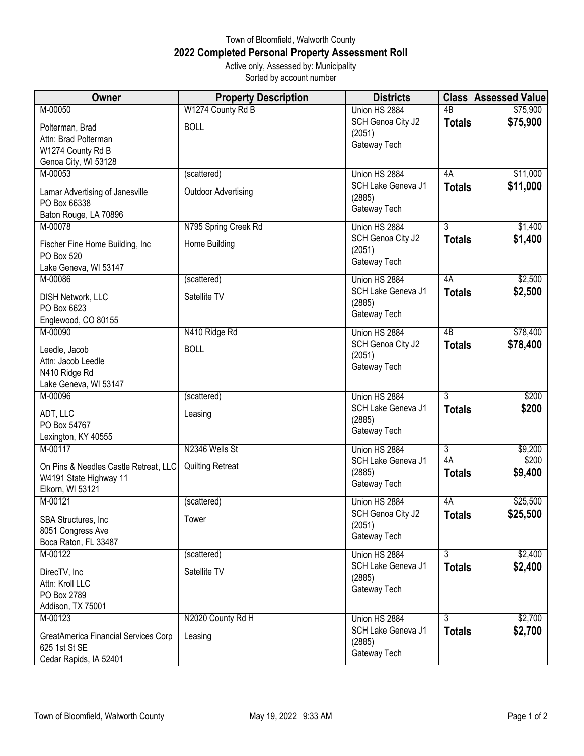Town of Bloomfield, Walworth County

# 2022 Completed Personal Property Assessment Roll

Active only, Assessed by: Municipality

Sorted by account number

| Owner | Property Description | Districts | Class | Assessed Value |
|---|---|---|---|---|
| M-00050<br>Polterman, Brad<br>Attn: Brad Polterman<br>W1274 County Rd B<br>Genoa City, WI 53128 | W1274 County Rd B<br>BOLL | Union HS 2884<br>SCH Genoa City J2 (2051)<br>Gateway Tech | 4B<br>**Totals** | $75,900<br>**$75,900** |
| M-00053<br>Lamar Advertising of Janesville<br>PO Box 66338<br>Baton Rouge, LA 70896 | (scattered)<br>Outdoor Advertising | Union HS 2884<br>SCH Lake Geneva J1 (2885)<br>Gateway Tech | 4A<br>**Totals** | $11,000<br>**$11,000** |
| M-00078<br>Fischer Fine Home Building, Inc<br>PO Box 520<br>Lake Geneva, WI 53147 | N795 Spring Creek Rd<br>Home Building | Union HS 2884<br>SCH Genoa City J2 (2051)<br>Gateway Tech | 3<br>**Totals** | $1,400<br>**$1,400** |
| M-00086<br>DISH Network, LLC<br>PO Box 6623<br>Englewood, CO 80155 | (scattered)<br>Satellite TV | Union HS 2884<br>SCH Lake Geneva J1 (2885)<br>Gateway Tech | 4A<br>**Totals** | $2,500<br>**$2,500** |
| M-00090<br>Leedle, Jacob<br>Attn: Jacob Leedle<br>N410 Ridge Rd<br>Lake Geneva, WI 53147 | N410 Ridge Rd<br>BOLL | Union HS 2884<br>SCH Genoa City J2 (2051)<br>Gateway Tech | 4B<br>**Totals** | $78,400<br>**$78,400** |
| M-00096<br>ADT, LLC<br>PO Box 54767<br>Lexington, KY 40555 | (scattered)<br>Leasing | Union HS 2884<br>SCH Lake Geneva J1 (2885)<br>Gateway Tech | 3<br>**Totals** | $200<br>**$200** |
| M-00117<br>On Pins & Needles Castle Retreat, LLC<br>W4191 State Highway 11<br>Elkorn, WI 53121 | N2346 Wells St<br>Quilting Retreat | Union HS 2884<br>SCH Lake Geneva J1 (2885)<br>Gateway Tech | 3<br>4A<br>**Totals** | $9,200<br>$200<br>**$9,400** |
| M-00121<br>SBA Structures, Inc<br>8051 Congress Ave<br>Boca Raton, FL 33487 | (scattered)<br>Tower | Union HS 2884<br>SCH Genoa City J2 (2051)<br>Gateway Tech | 4A<br>**Totals** | $25,500<br>**$25,500** |
| M-00122<br>DirecTV, Inc<br>Attn: Kroll LLC<br>PO Box 2789<br>Addison, TX 75001 | (scattered)<br>Satellite TV | Union HS 2884<br>SCH Lake Geneva J1 (2885)<br>Gateway Tech | 3<br>**Totals** | $2,400<br>**$2,400** |
| M-00123<br>GreatAmerica Financial Services Corp<br>625 1st St SE<br>Cedar Rapids, IA 52401 | N2020 County Rd H<br>Leasing | Union HS 2884<br>SCH Lake Geneva J1 (2885)<br>Gateway Tech | 3<br>**Totals** | $2,700<br>**$2,700** |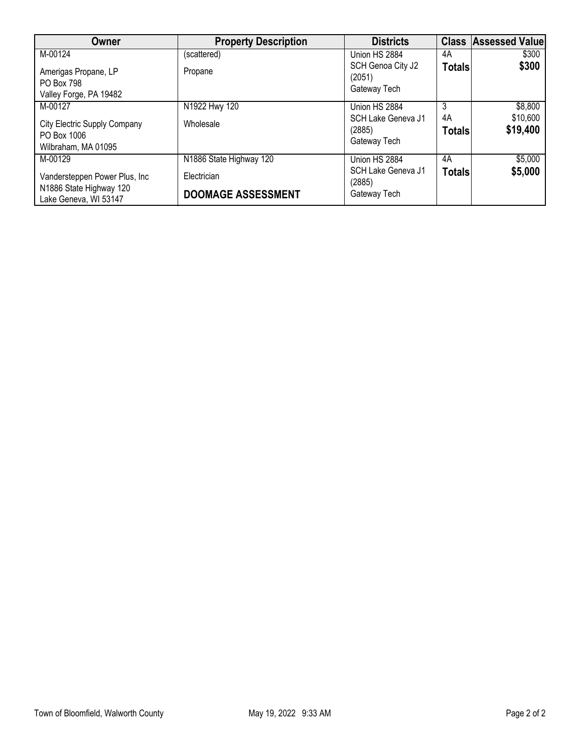| Owner | Property Description | Districts | Class | Assessed Value |
|---|---|---|---|---|
| M-00124<br>Amerigas Propane, LP<br>PO Box 798<br>Valley Forge, PA 19482 | (scattered)<br>Propane | Union HS 2884<br>SCH Genoa City J2 (2051)<br>Gateway Tech | 4A<br>**Totals** | \$300<br>**\$300** |
| M-00127<br>City Electric Supply Company<br>PO Box 1006<br>Wilbraham, MA 01095 | N1922 Hwy 120<br>Wholesale | Union HS 2884<br>SCH Lake Geneva J1 (2885)<br>Gateway Tech | 3<br>4A<br>**Totals** | \$8,800<br>\$10,600<br>**\$19,400** |
| M-00129<br>Vandersteppen Power Plus, Inc<br>N1886 State Highway 120<br>Lake Geneva, WI 53147 | N1886 State Highway 120<br>Electrician<br>**DOOMAGE ASSESSMENT** | Union HS 2884<br>SCH Lake Geneva J1 (2885)<br>Gateway Tech | 4A<br>**Totals** | \$5,000<br>**\$5,000** |

Town of Bloomfield, Walworth County

May 19, 2022 9:33 AM